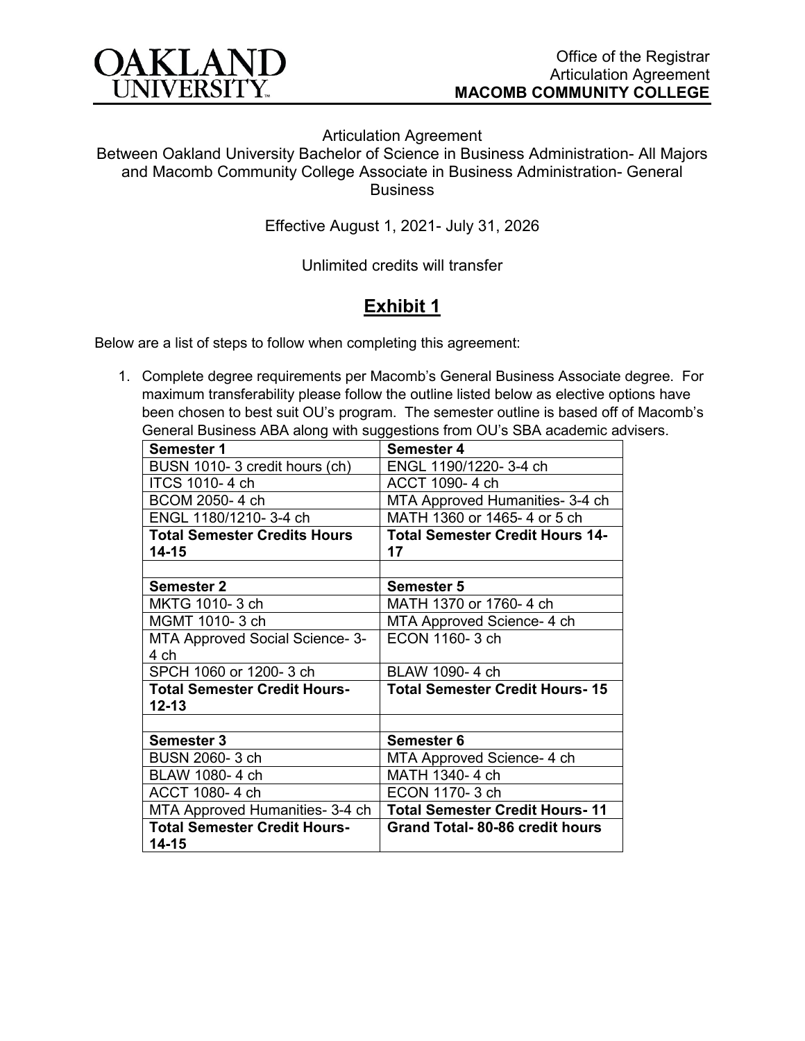OAKLAND UNIVERSITY

Office of the Registrar
Articulation Agreement
**MACOMB COMMUNITY COLLEGE**

Articulation Agreement
Between Oakland University Bachelor of Science in Business Administration- All Majors and Macomb Community College Associate in Business Administration- General Business

Effective August 1, 2021- July 31, 2026

Unlimited credits will transfer

## Exhibit 1

Below are a list of steps to follow when completing this agreement:

1. Complete degree requirements per Macomb's General Business Associate degree. For maximum transferability please follow the outline listed below as elective options have been chosen to best suit OU's program. The semester outline is based off of Macomb's General Business ABA along with suggestions from OU's SBA academic advisers.

| **Semester 1** | **Semester 4** |
|---|---|
| BUSN 1010- 3 credit hours (ch) | ENGL 1190/1220- 3-4 ch |
| ITCS 1010- 4 ch | ACCT 1090- 4 ch |
| BCOM 2050- 4 ch | MTA Approved Humanities- 3-4 ch |
| ENGL 1180/1210- 3-4 ch | MATH 1360 or 1465- 4 or 5 ch |
| **Total Semester Credits Hours 14-15** | **Total Semester Credit Hours 14-17** |
| | |
| **Semester 2** | **Semester 5** |
| MKTG 1010- 3 ch | MATH 1370 or 1760- 4 ch |
| MGMT 1010- 3 ch | MTA Approved Science- 4 ch |
| MTA Approved Social Science- 3-4 ch | ECON 1160- 3 ch |
| SPCH 1060 or 1200- 3 ch | BLAW 1090- 4 ch |
| **Total Semester Credit Hours- 12-13** | **Total Semester Credit Hours- 15** |
| | |
| **Semester 3** | **Semester 6** |
| BUSN 2060- 3 ch | MTA Approved Science- 4 ch |
| BLAW 1080- 4 ch | MATH 1340- 4 ch |
| ACCT 1080- 4 ch | ECON 1170- 3 ch |
| MTA Approved Humanities- 3-4 ch | **Total Semester Credit Hours- 11** |
| **Total Semester Credit Hours- 14-15** | **Grand Total- 80-86 credit hours** |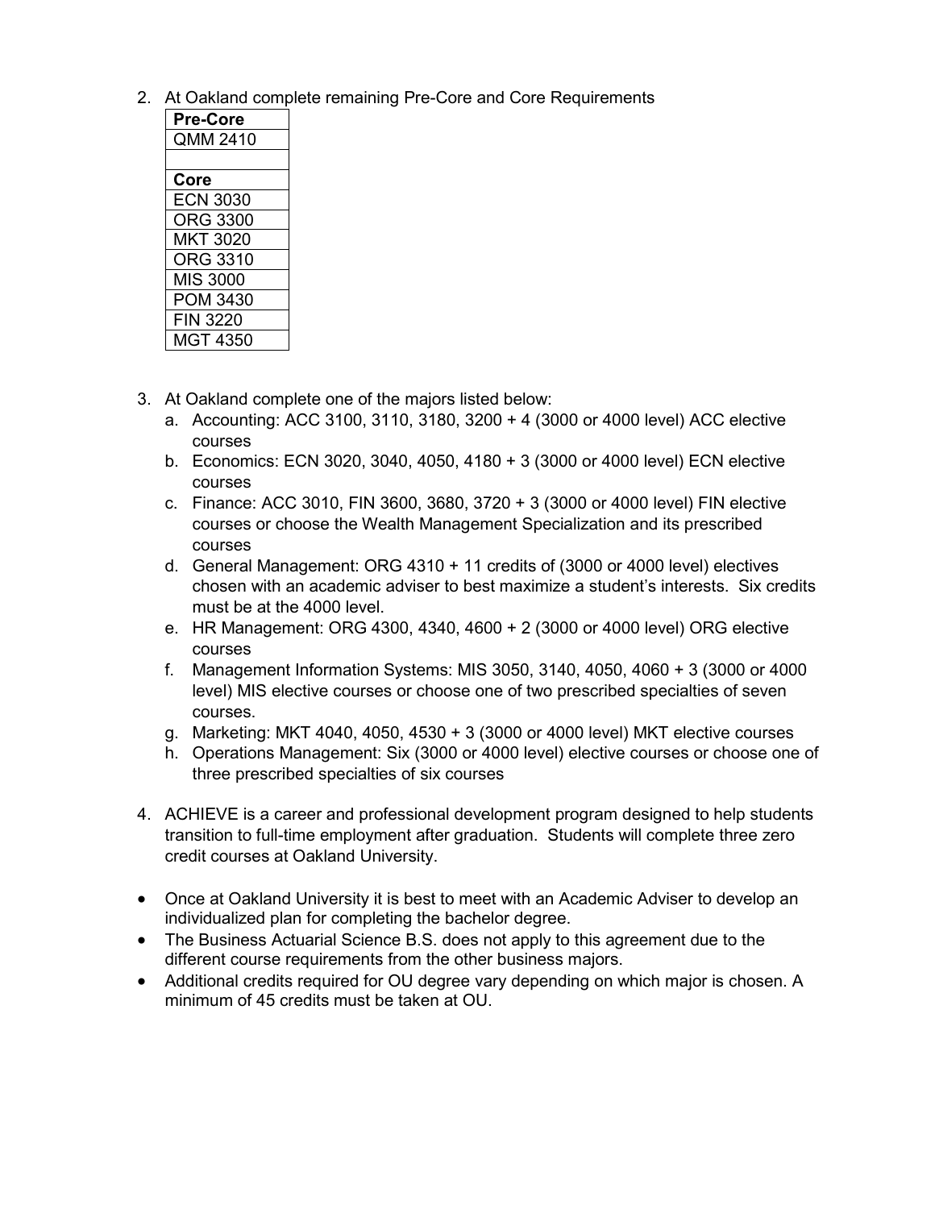2. At Oakland complete remaining Pre-Core and Core Requirements

| Pre-Core |
|---|
| QMM 2410 |
| |
| **Core** |
| ECN 3030 |
| ORG 3300 |
| MKT 3020 |
| ORG 3310 |
| MIS 3000 |
| POM 3430 |
| FIN 3220 |
| MGT 4350 |

3. At Oakland complete one of the majors listed below:
   a. Accounting: ACC 3100, 3110, 3180, 3200 + 4 (3000 or 4000 level) ACC elective courses
   b. Economics: ECN 3020, 3040, 4050, 4180 + 3 (3000 or 4000 level) ECN elective courses
   c. Finance: ACC 3010, FIN 3600, 3680, 3720 + 3 (3000 or 4000 level) FIN elective courses or choose the Wealth Management Specialization and its prescribed courses
   d. General Management: ORG 4310 + 11 credits of (3000 or 4000 level) electives chosen with an academic adviser to best maximize a student's interests. Six credits must be at the 4000 level.
   e. HR Management: ORG 4300, 4340, 4600 + 2 (3000 or 4000 level) ORG elective courses
   f. Management Information Systems: MIS 3050, 3140, 4050, 4060 + 3 (3000 or 4000 level) MIS elective courses or choose one of two prescribed specialties of seven courses.
   g. Marketing: MKT 4040, 4050, 4530 + 3 (3000 or 4000 level) MKT elective courses
   h. Operations Management: Six (3000 or 4000 level) elective courses or choose one of three prescribed specialties of six courses

4. ACHIEVE is a career and professional development program designed to help students transition to full-time employment after graduation. Students will complete three zero credit courses at Oakland University.

- Once at Oakland University it is best to meet with an Academic Adviser to develop an individualized plan for completing the bachelor degree.
- The Business Actuarial Science B.S. does not apply to this agreement due to the different course requirements from the other business majors.
- Additional credits required for OU degree vary depending on which major is chosen. A minimum of 45 credits must be taken at OU.